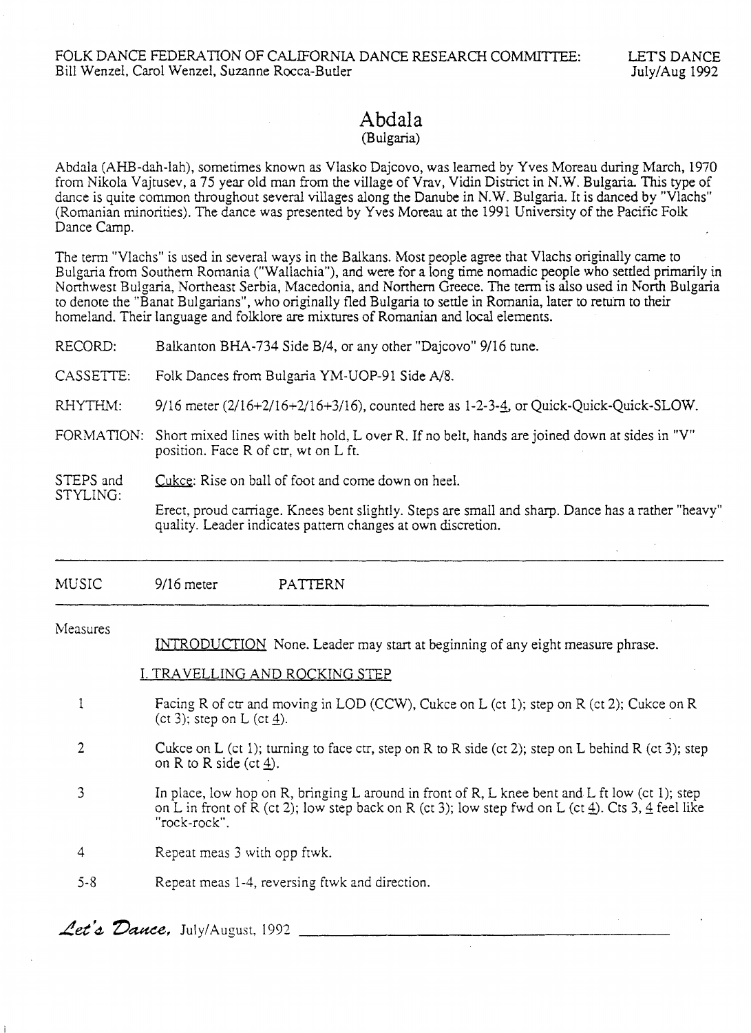FOLK DANCE FEDERATION OF CALIFORNIA DANCE RESEARCH COMMITTEE: Bill Wenzel, Carol Wenzel, Suzanne Rocca-Butler

LET'S DANCE July/Aug 1992

# Abdala

(Bulgaria)

Abdala (AHB-dah-lah), sometimes known as Vlasko Dajcovo, was learned by Yves Moreau during March, 1970 from Nikola Vajtusev, a 75 year old man from the village of Vrav, Vidin District in N.W. Bulgaria. This type of dance is quite common throughout several villages along the Danube in N.W. Bulgaria. It is danced by "Vlachs" (Romanian minorities). The dance was presented by Yves Moreau at the 1991 University of the Pacific Folk Dance Camp.

The term "Vlachs" is used in several ways in the Balkans. Most people agree that Vlachs originally came to Bulgaria from Southern Romania ("Wallachia"), and were for a long time nomadic people who settled primarily in Northwest Bulgaria, Northeast Serbia, Macedonia, and Northern Greece. The term is also used in North Bulgaria to denote the "Banat Bulgarians", who originally fled Bulgaria to settle in Romania, later to return to their homeland. Their language and folklore are mixtures of Romanian and local elements.

RECORD: Balkanton BHA-734 Side B/4, or any other "Dajcovo" 9/16 tune.

CASSETTE: Folk Dances from Bulgaria YM-UOP-91 Side A/8.

RHYTHM: 9/16 meter (2/16+2/16+2/16+3/16), counted here as 1-2-3-<u>4</u>, or Quick-Quick-Quick-SLOW.

FORMATION: Short mixed lines with belt hold, L over R. If no belt, hands are joined down at sides in "V" position. Face R of ctr, wt on L ft.

STEPS and STYLING: <u>Cukce</u>: Rise on ball of foot and come down on heel.

Erect, proud carriage. Knees bent slightly. Steps are small and sharp. Dance has a rather "heavy" quality. Leader indicates pattern changes at own discretion.

---

MUSIC 9/16 meter PATTERN

---

Measures

<u>INTRODUCTION</u> None. Leader may start at beginning of any eight measure phrase.

<u>I. TRAVELLING AND ROCKING STEP</u>

1 Facing R of ctr and moving in LOD (CCW), Cukce on L (ct 1); step on R (ct 2); Cukce on R (ct 3); step on L (ct <u>4</u>).

2 Cukce on L (ct 1); turning to face ctr, step on R to R side (ct 2); step on L behind R (ct 3); step on R to R side (ct <u>4</u>).

3 In place, low hop on R, bringing L around in front of R, L knee bent and L ft low (ct 1); step on L in front of R (ct 2); low step back on R (ct 3); low step fwd on L (ct <u>4</u>). Cts 3, <u>4</u> feel like "rock-rock".

4 Repeat meas 3 with opp ftwk.

5-8 Repeat meas 1-4, reversing ftwk and direction.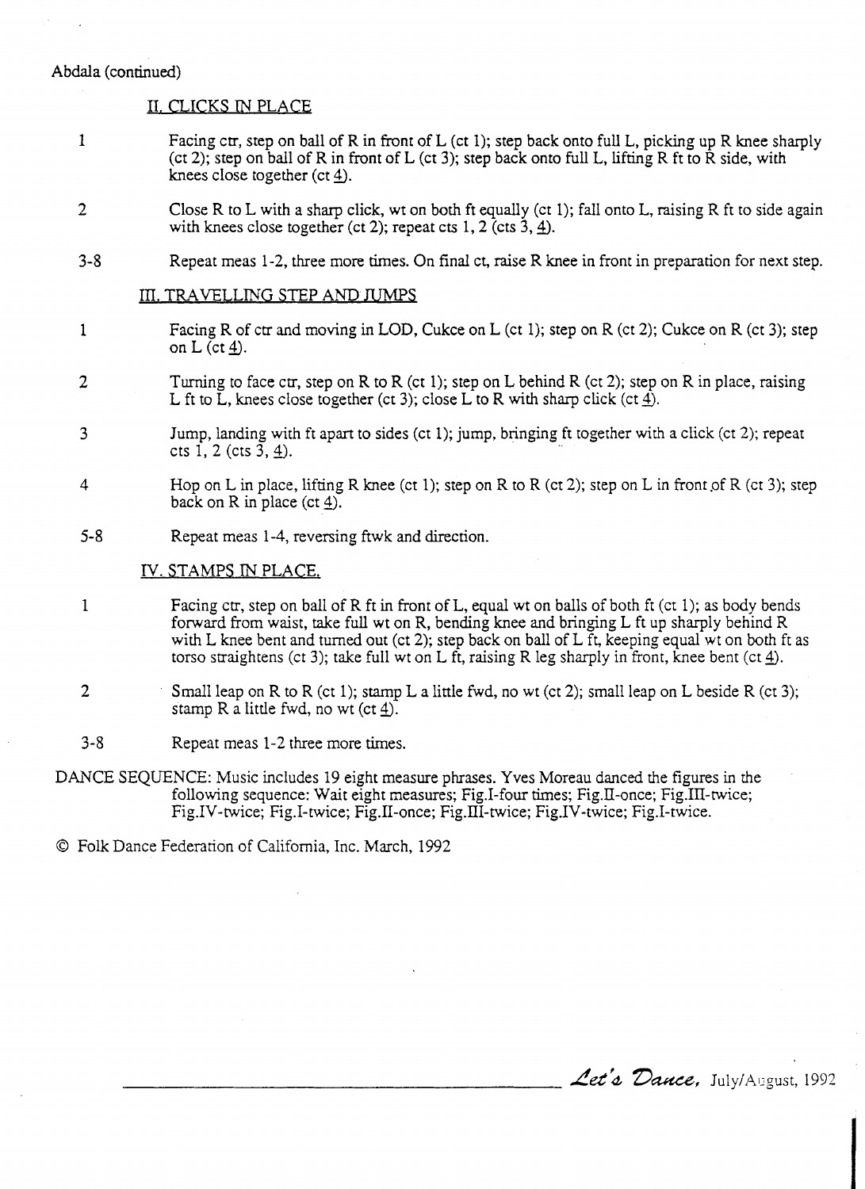Abdala (continued)

II. CLICKS IN PLACE

| | |
|---|---|
| 1 | Facing ctr, step on ball of R in front of L (ct 1); step back onto full L, picking up R knee sharply (ct 2); step on ball of R in front of L (ct 3); step back onto full L, lifting R ft to R side, with knees close together (ct 4). |
| 2 | Close R to L with a sharp click, wt on both ft equally (ct 1); fall onto L, raising R ft to side again with knees close together (ct 2); repeat cts 1, 2 (cts 3, 4). |
| 3-8 | Repeat meas 1-2, three more times. On final ct, raise R knee in front in preparation for next step. |

III. TRAVELLING STEP AND JUMPS

| | |
|---|---|
| 1 | Facing R of ctr and moving in LOD, Cukce on L (ct 1); step on R (ct 2); Cukce on R (ct 3); step on L (ct 4). |
| 2 | Turning to face ctr, step on R to R (ct 1); step on L behind R (ct 2); step on R in place, raising L ft to L, knees close together (ct 3); close L to R with sharp click (ct 4). |
| 3 | Jump, landing with ft apart to sides (ct 1); jump, bringing ft together with a click (ct 2); repeat cts 1, 2 (cts 3, 4). |
| 4 | Hop on L in place, lifting R knee (ct 1); step on R to R (ct 2); step on L in front of R (ct 3); step back on R in place (ct 4). |
| 5-8 | Repeat meas 1-4, reversing ftwk and direction. |

IV. STAMPS IN PLACE.

| | |
|---|---|
| 1 | Facing ctr, step on ball of R ft in front of L, equal wt on balls of both ft (ct 1); as body bends forward from waist, take full wt on R, bending knee and bringing L ft up sharply behind R with L knee bent and turned out (ct 2); step back on ball of L ft, keeping equal wt on both ft as torso straightens (ct 3); take full wt on L ft, raising R leg sharply in front, knee bent (ct 4). |
| 2 | Small leap on R to R (ct 1); stamp L a little fwd, no wt (ct 2); small leap on L beside R (ct 3); stamp R a little fwd, no wt (ct 4). |
| 3-8 | Repeat meas 1-2 three more times. |

DANCE SEQUENCE: Music includes 19 eight measure phrases. Yves Moreau danced the figures in the following sequence: Wait eight measures; Fig.I-four times; Fig.II-once; Fig.III-twice; Fig.IV-twice; Fig.I-twice; Fig.II-once; Fig.III-twice; Fig.IV-twice; Fig.I-twice.

© Folk Dance Federation of California, Inc. March, 1992